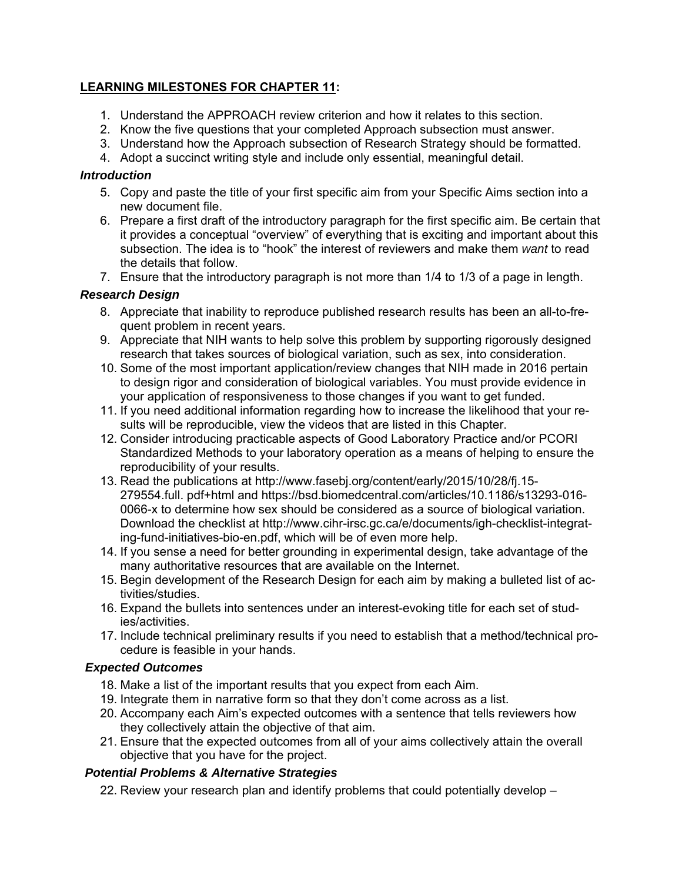## **LEARNING MILESTONES FOR CHAPTER 11:**

1. Understand the APPROACH review criterion and how it relates to this section.
2. Know the five questions that your completed Approach subsection must answer.
3. Understand how the Approach subsection of Research Strategy should be formatted.
4. Adopt a succinct writing style and include only essential, meaningful detail.

### *Introduction*

5. Copy and paste the title of your first specific aim from your Specific Aims section into a new document file.
6. Prepare a first draft of the introductory paragraph for the first specific aim. Be certain that it provides a conceptual "overview" of everything that is exciting and important about this subsection. The idea is to "hook" the interest of reviewers and make them *want* to read the details that follow.
7. Ensure that the introductory paragraph is not more than 1/4 to 1/3 of a page in length.

### *Research Design*

8. Appreciate that inability to reproduce published research results has been an all-to-frequent problem in recent years.
9. Appreciate that NIH wants to help solve this problem by supporting rigorously designed research that takes sources of biological variation, such as sex, into consideration.
10. Some of the most important application/review changes that NIH made in 2016 pertain to design rigor and consideration of biological variables. You must provide evidence in your application of responsiveness to those changes if you want to get funded.
11. If you need additional information regarding how to increase the likelihood that your results will be reproducible, view the videos that are listed in this Chapter.
12. Consider introducing practicable aspects of Good Laboratory Practice and/or PCORI Standardized Methods to your laboratory operation as a means of helping to ensure the reproducibility of your results.
13. Read the publications at http://www.fasebj.org/content/early/2015/10/28/fj.15-279554.full. pdf+html and https://bsd.biomedcentral.com/articles/10.1186/s13293-016-0066-x to determine how sex should be considered as a source of biological variation. Download the checklist at http://www.cihr-irsc.gc.ca/e/documents/igh-checklist-integrating-fund-initiatives-bio-en.pdf, which will be of even more help.
14. If you sense a need for better grounding in experimental design, take advantage of the many authoritative resources that are available on the Internet.
15. Begin development of the Research Design for each aim by making a bulleted list of activities/studies.
16. Expand the bullets into sentences under an interest-evoking title for each set of studies/activities.
17. Include technical preliminary results if you need to establish that a method/technical procedure is feasible in your hands.

### *Expected Outcomes*

18. Make a list of the important results that you expect from each Aim.
19. Integrate them in narrative form so that they don't come across as a list.
20. Accompany each Aim's expected outcomes with a sentence that tells reviewers how they collectively attain the objective of that aim.
21. Ensure that the expected outcomes from all of your aims collectively attain the overall objective that you have for the project.

### *Potential Problems & Alternative Strategies*

22. Review your research plan and identify problems that could potentially develop –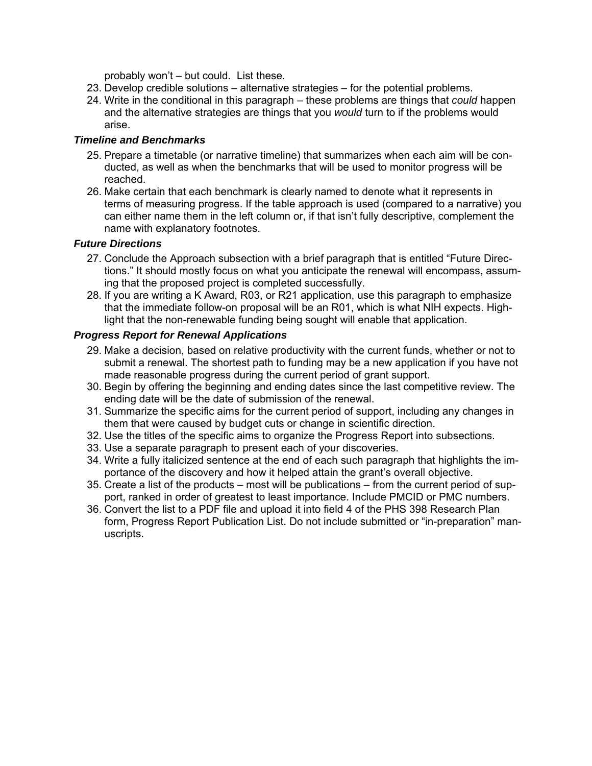probably won't – but could. List these.

23. Develop credible solutions – alternative strategies – for the potential problems.
24. Write in the conditional in this paragraph – these problems are things that *could* happen and the alternative strategies are things that you *would* turn to if the problems would arise.

### *Timeline and Benchmarks*

25. Prepare a timetable (or narrative timeline) that summarizes when each aim will be conducted, as well as when the benchmarks that will be used to monitor progress will be reached.
26. Make certain that each benchmark is clearly named to denote what it represents in terms of measuring progress. If the table approach is used (compared to a narrative) you can either name them in the left column or, if that isn't fully descriptive, complement the name with explanatory footnotes.

### *Future Directions*

27. Conclude the Approach subsection with a brief paragraph that is entitled "Future Directions." It should mostly focus on what you anticipate the renewal will encompass, assuming that the proposed project is completed successfully.
28. If you are writing a K Award, R03, or R21 application, use this paragraph to emphasize that the immediate follow-on proposal will be an R01, which is what NIH expects. Highlight that the non-renewable funding being sought will enable that application.

### *Progress Report for Renewal Applications*

29. Make a decision, based on relative productivity with the current funds, whether or not to submit a renewal. The shortest path to funding may be a new application if you have not made reasonable progress during the current period of grant support.
30. Begin by offering the beginning and ending dates since the last competitive review. The ending date will be the date of submission of the renewal.
31. Summarize the specific aims for the current period of support, including any changes in them that were caused by budget cuts or change in scientific direction.
32. Use the titles of the specific aims to organize the Progress Report into subsections.
33. Use a separate paragraph to present each of your discoveries.
34. Write a fully italicized sentence at the end of each such paragraph that highlights the importance of the discovery and how it helped attain the grant's overall objective.
35. Create a list of the products – most will be publications – from the current period of support, ranked in order of greatest to least importance. Include PMCID or PMC numbers.
36. Convert the list to a PDF file and upload it into field 4 of the PHS 398 Research Plan form, Progress Report Publication List. Do not include submitted or "in-preparation" manuscripts.